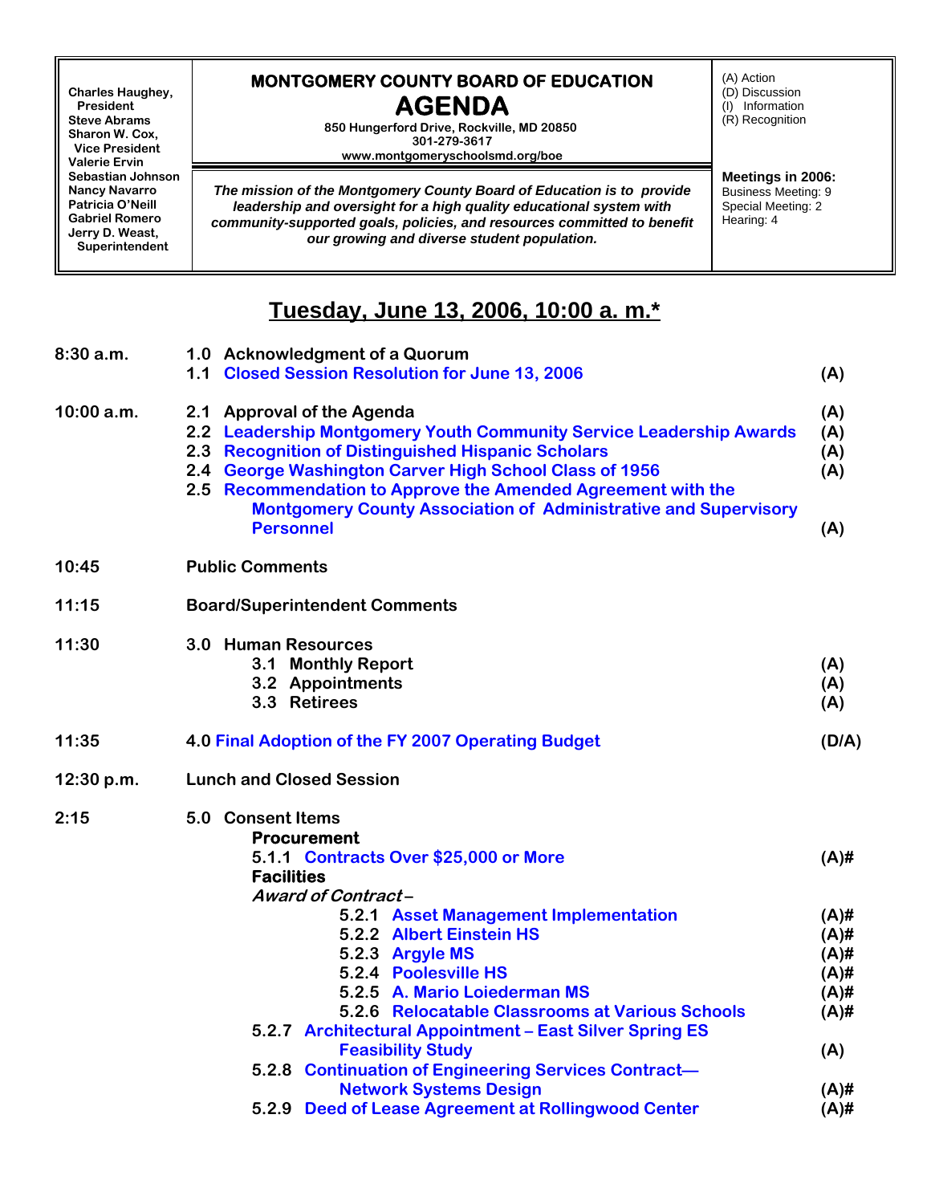| Charles Haughey, President<br>Steve Abrams<br>Sharon W. Cox, Vice President<br>Valerie Ervin<br>Sebastian Johnson<br>Nancy Navarro<br>Patricia O'Neill<br>Gabriel Romero<br>Jerry D. Weast, Superintendent | **MONTGOMERY COUNTY BOARD OF EDUCATION**<br>**AGENDA**<br>850 Hungerford Drive, Rockville, MD 20850<br>301-279-3617<br>www.montgomeryschoolsmd.org/boe<br><br>*The mission of the Montgomery County Board of Education is to provide leadership and oversight for a high quality educational system with community-supported goals, policies, and resources committed to benefit our growing and diverse student population.* | (A) Action<br>(D) Discussion<br>(I) Information<br>(R) Recognition<br><br>**Meetings in 2006:**<br>Business Meeting: 9<br>Special Meeting: 2<br>Hearing: 4 |
|---|---|---|

# Tuesday, June 13, 2006, 10:00 a. m.*

| Time | Item | |
|---|---|---|
| 8:30 a.m. | **1.0 Acknowledgment of a Quorum** | |
| | **1.1 Closed Session Resolution for June 13, 2006** | **(A)** |
| 10:00 a.m. | **2.1 Approval of the Agenda** | **(A)** |
| | **2.2 Leadership Montgomery Youth Community Service Leadership Awards** | **(A)** |
| | **2.3 Recognition of Distinguished Hispanic Scholars** | **(A)** |
| | **2.4 George Washington Carver High School Class of 1956** | **(A)** |
| | **2.5 Recommendation to Approve the Amended Agreement with the Montgomery County Association of Administrative and Supervisory Personnel** | **(A)** |
| 10:45 | **Public Comments** | |
| 11:15 | **Board/Superintendent Comments** | |
| 11:30 | **3.0 Human Resources** | |
| | **3.1 Monthly Report** | **(A)** |
| | **3.2 Appointments** | **(A)** |
| | **3.3 Retirees** | **(A)** |
| 11:35 | **4.0 Final Adoption of the FY 2007 Operating Budget** | **(D/A)** |
| 12:30 p.m. | **Lunch and Closed Session** | |
| 2:15 | **5.0 Consent Items** | |
| | **Procurement** | |
| | **5.1.1 Contracts Over $25,000 or More** | **(A)#** |
| | **Facilities** | |
| | ***Award of Contract –*** | |
| | **5.2.1 Asset Management Implementation** | **(A)#** |
| | **5.2.2 Albert Einstein HS** | **(A)#** |
| | **5.2.3 Argyle MS** | **(A)#** |
| | **5.2.4 Poolesville HS** | **(A)#** |
| | **5.2.5 A. Mario Loiederman MS** | **(A)#** |
| | **5.2.6 Relocatable Classrooms at Various Schools** | **(A)#** |
| | **5.2.7 Architectural Appointment – East Silver Spring ES Feasibility Study** | **(A)** |
| | **5.2.8 Continuation of Engineering Services Contract—Network Systems Design** | **(A)#** |
| | **5.2.9 Deed of Lease Agreement at Rollingwood Center** | **(A)#** |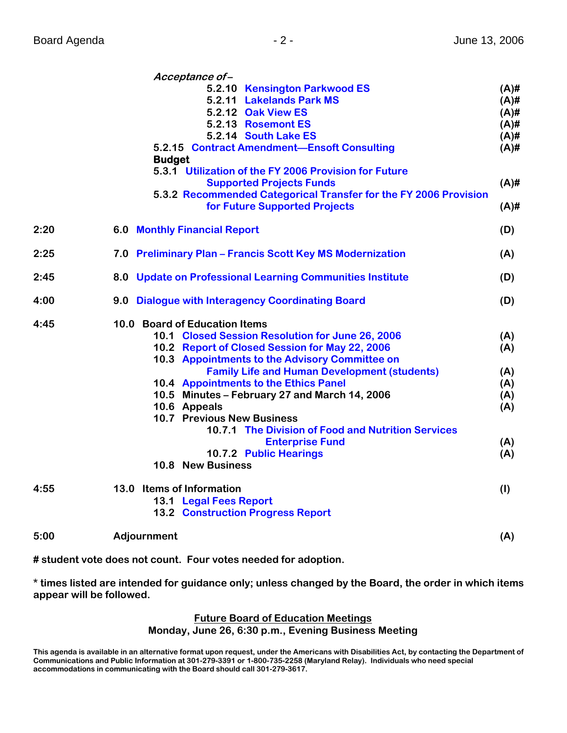*Acceptance of –*

| | | |
|---|---|---|
| | **5.2.10 Kensington Parkwood ES** | **(A)#** |
| | **5.2.11 Lakelands Park MS** | **(A)#** |
| | **5.2.12 Oak View ES** | **(A)#** |
| | **5.2.13 Rosemont ES** | **(A)#** |
| | **5.2.14 South Lake ES** | **(A)#** |
| | **5.2.15 Contract Amendment—Ensoft Consulting** | **(A)#** |
| | **Budget** | |
| | **5.3.1 Utilization of the FY 2006 Provision for Future Supported Projects Funds** | **(A)#** |
| | **5.3.2 Recommended Categorical Transfer for the FY 2006 Provision for Future Supported Projects** | **(A)#** |
| **2:20** | **6.0 Monthly Financial Report** | **(D)** |
| **2:25** | **7.0 Preliminary Plan – Francis Scott Key MS Modernization** | **(A)** |
| **2:45** | **8.0 Update on Professional Learning Communities Institute** | **(D)** |
| **4:00** | **9.0 Dialogue with Interagency Coordinating Board** | **(D)** |
| **4:45** | **10.0 Board of Education Items** | |
| | **10.1 Closed Session Resolution for June 26, 2006** | **(A)** |
| | **10.2 Report of Closed Session for May 22, 2006** | **(A)** |
| | **10.3 Appointments to the Advisory Committee on Family Life and Human Development (students)** | **(A)** |
| | **10.4 Appointments to the Ethics Panel** | **(A)** |
| | **10.5 Minutes – February 27 and March 14, 2006** | **(A)** |
| | **10.6 Appeals** | **(A)** |
| | **10.7 Previous New Business** | |
| | **10.7.1 The Division of Food and Nutrition Services Enterprise Fund** | **(A)** |
| | **10.7.2 Public Hearings** | **(A)** |
| | **10.8 New Business** | |
| **4:55** | **13.0 Items of Information** | **(I)** |
| | **13.1 Legal Fees Report** | |
| | **13.2 Construction Progress Report** | |
| **5:00** | **Adjournment** | **(A)** |

**# student vote does not count. Four votes needed for adoption.**

**\* times listed are intended for guidance only; unless changed by the Board, the order in which items appear will be followed.**

**Future Board of Education Meetings**

**Monday, June 26, 6:30 p.m., Evening Business Meeting**

**This agenda is available in an alternative format upon request, under the Americans with Disabilities Act, by contacting the Department of Communications and Public Information at 301-279-3391 or 1-800-735-2258 (Maryland Relay). Individuals who need special accommodations in communicating with the Board should call 301-279-3617.**